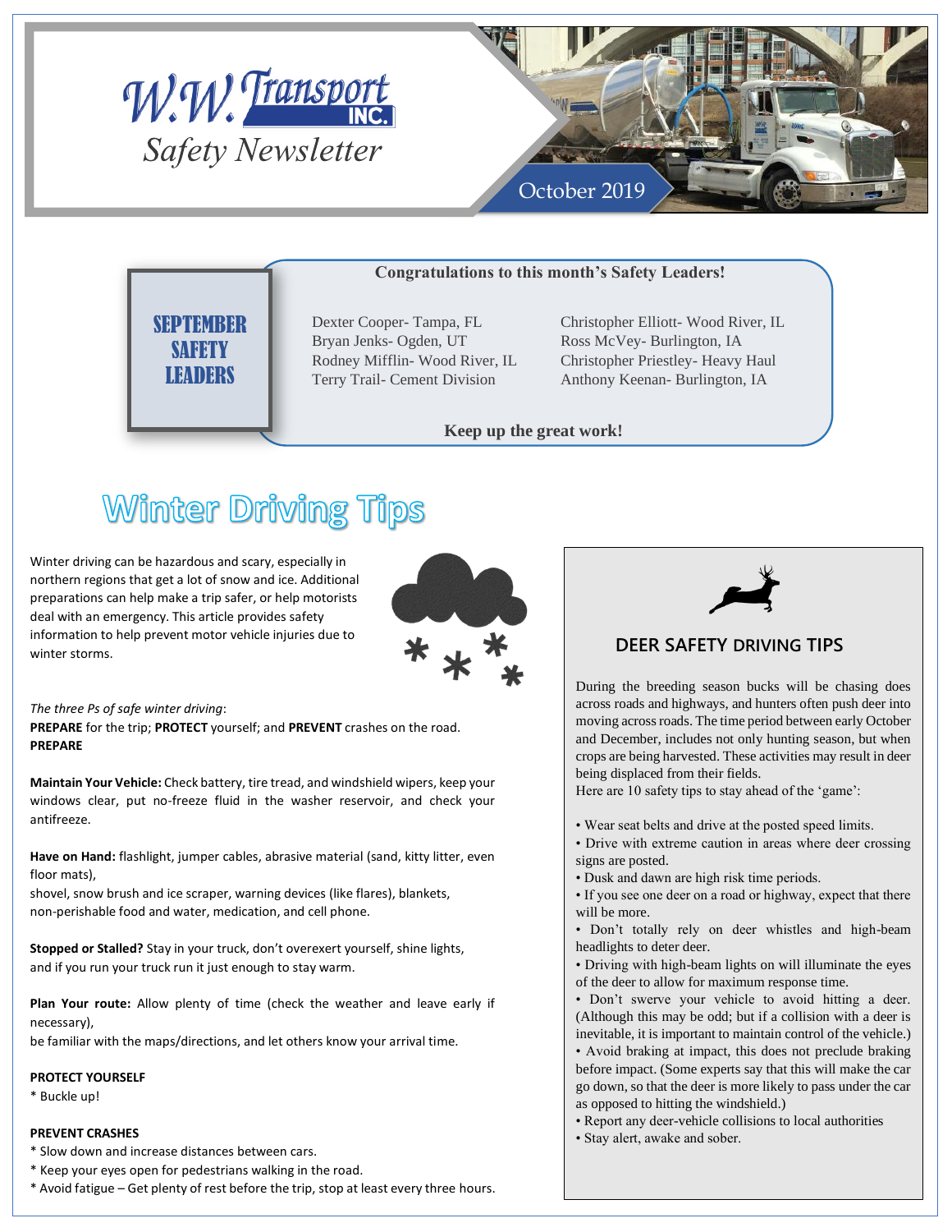# W.W. Transport INC.
## Safety Newsletter

October 2019

### SEPTEMBER SAFETY LEADERS

**Congratulations to this month's Safety Leaders!**

Dexter Cooper- Tampa, FL
Bryan Jenks- Ogden, UT
Rodney Mifflin- Wood River, IL
Terry Trail- Cement Division
Christopher Elliott- Wood River, IL
Ross McVey- Burlington, IA
Christopher Priestley- Heavy Haul
Anthony Keenan- Burlington, IA

**Keep up the great work!**

# Winter Driving Tips

Winter driving can be hazardous and scary, especially in northern regions that get a lot of snow and ice. Additional preparations can help make a trip safer, or help motorists deal with an emergency. This article provides safety information to help prevent motor vehicle injuries due to winter storms.

*The three Ps of safe winter driving*:
**PREPARE** for the trip; **PROTECT** yourself; and **PREVENT** crashes on the road.

**PREPARE**

**Maintain Your Vehicle:** Check battery, tire tread, and windshield wipers, keep your windows clear, put no-freeze fluid in the washer reservoir, and check your antifreeze.

**Have on Hand:** flashlight, jumper cables, abrasive material (sand, kitty litter, even floor mats),
shovel, snow brush and ice scraper, warning devices (like flares), blankets,
non-perishable food and water, medication, and cell phone.

**Stopped or Stalled?** Stay in your truck, don't overexert yourself, shine lights,
and if you run your truck run it just enough to stay warm.

**Plan Your route:** Allow plenty of time (check the weather and leave early if necessary),
be familiar with the maps/directions, and let others know your arrival time.

**PROTECT YOURSELF**

* Buckle up!

**PREVENT CRASHES**

* Slow down and increase distances between cars.
* Keep your eyes open for pedestrians walking in the road.
* Avoid fatigue – Get plenty of rest before the trip, stop at least every three hours.

## DEER SAFETY DRIVING TIPS

During the breeding season bucks will be chasing does across roads and highways, and hunters often push deer into moving across roads. The time period between early October and December, includes not only hunting season, but when crops are being harvested. These activities may result in deer being displaced from their fields.
Here are 10 safety tips to stay ahead of the 'game':

• Wear seat belts and drive at the posted speed limits.
• Drive with extreme caution in areas where deer crossing signs are posted.
• Dusk and dawn are high risk time periods.
• If you see one deer on a road or highway, expect that there will be more.
• Don't totally rely on deer whistles and high-beam headlights to deter deer.
• Driving with high-beam lights on will illuminate the eyes of the deer to allow for maximum response time.
• Don't swerve your vehicle to avoid hitting a deer. (Although this may be odd; but if a collision with a deer is inevitable, it is important to maintain control of the vehicle.)
• Avoid braking at impact, this does not preclude braking before impact. (Some experts say that this will make the car go down, so that the deer is more likely to pass under the car as opposed to hitting the windshield.)
• Report any deer-vehicle collisions to local authorities
• Stay alert, awake and sober.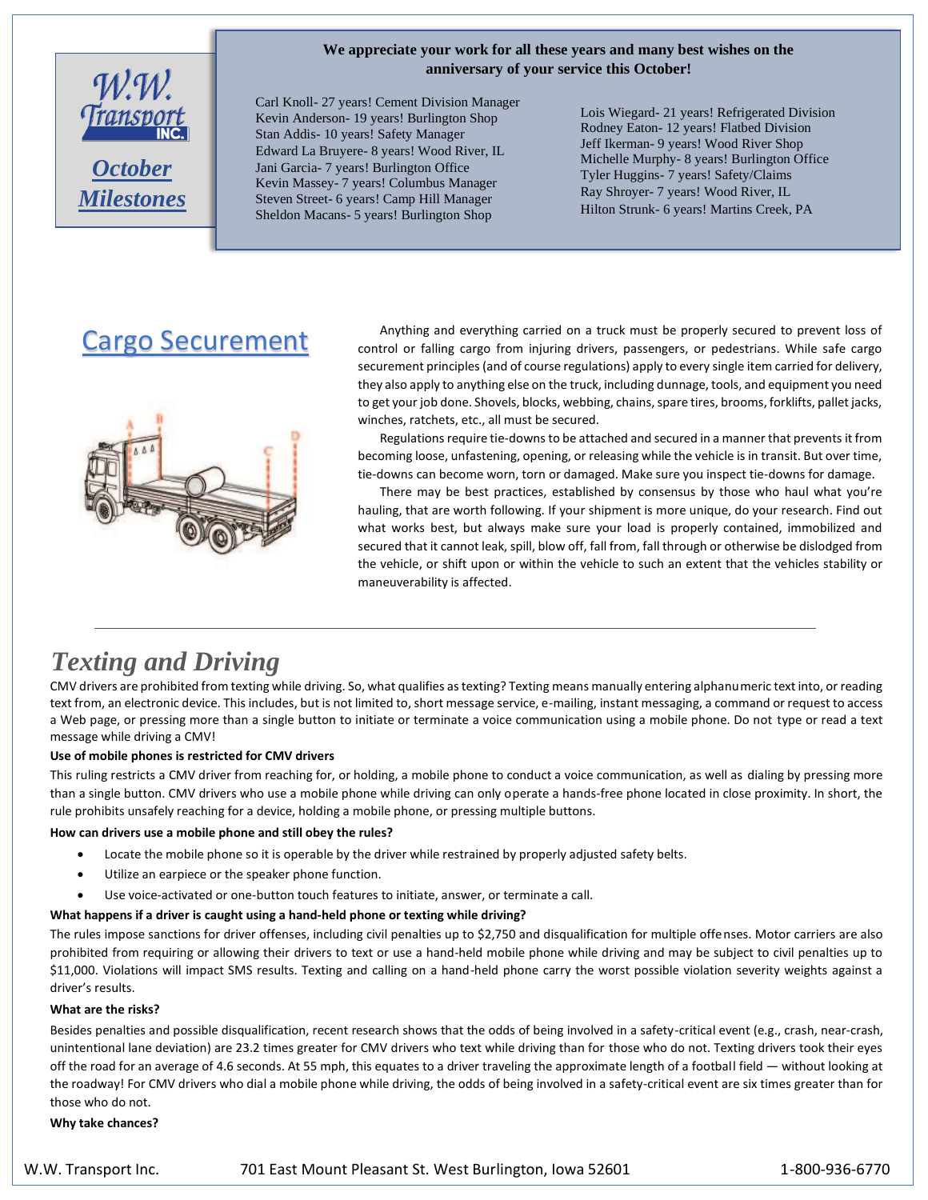W.W. Transport INC.

## *October Milestones*

**We appreciate your work for all these years and many best wishes on the anniversary of your service this October!**

Carl Knoll- 27 years! Cement Division Manager
Kevin Anderson- 19 years! Burlington Shop
Stan Addis- 10 years! Safety Manager
Edward La Bruyere- 8 years! Wood River, IL
Jani Garcia- 7 years! Burlington Office
Kevin Massey- 7 years! Columbus Manager
Steven Street- 6 years! Camp Hill Manager
Sheldon Macans- 5 years! Burlington Shop

Lois Wiegard- 21 years! Refrigerated Division
Rodney Eaton- 12 years! Flatbed Division
Jeff Ikerman- 9 years! Wood River Shop
Michelle Murphy- 8 years! Burlington Office
Tyler Huggins- 7 years! Safety/Claims
Ray Shroyer- 7 years! Wood River, IL
Hilton Strunk- 6 years! Martins Creek, PA

## Cargo Securement

Anything and everything carried on a truck must be properly secured to prevent loss of control or falling cargo from injuring drivers, passengers, or pedestrians. While safe cargo securement principles (and of course regulations) apply to every single item carried for delivery, they also apply to anything else on the truck, including dunnage, tools, and equipment you need to get your job done. Shovels, blocks, webbing, chains, spare tires, brooms, forklifts, pallet jacks, winches, ratchets, etc., all must be secured.

Regulations require tie-downs to be attached and secured in a manner that prevents it from becoming loose, unfastening, opening, or releasing while the vehicle is in transit. But over time, tie-downs can become worn, torn or damaged. Make sure you inspect tie-downs for damage.

There may be best practices, established by consensus by those who haul what you're hauling, that are worth following. If your shipment is more unique, do your research. Find out what works best, but always make sure your load is properly contained, immobilized and secured that it cannot leak, spill, blow off, fall from, fall through or otherwise be dislodged from the vehicle, or shift upon or within the vehicle to such an extent that the vehicles stability or maneuverability is affected.

---

## *Texting and Driving*

CMV drivers are prohibited from texting while driving. So, what qualifies as texting? Texting means manually entering alphanumeric text into, or reading text from, an electronic device. This includes, but is not limited to, short message service, e-mailing, instant messaging, a command or request to access a Web page, or pressing more than a single button to initiate or terminate a voice communication using a mobile phone. Do not type or read a text message while driving a CMV!

**Use of mobile phones is restricted for CMV drivers**

This ruling restricts a CMV driver from reaching for, or holding, a mobile phone to conduct a voice communication, as well as dialing by pressing more than a single button. CMV drivers who use a mobile phone while driving can only operate a hands-free phone located in close proximity. In short, the rule prohibits unsafely reaching for a device, holding a mobile phone, or pressing multiple buttons.

**How can drivers use a mobile phone and still obey the rules?**

- Locate the mobile phone so it is operable by the driver while restrained by properly adjusted safety belts.
- Utilize an earpiece or the speaker phone function.
- Use voice-activated or one-button touch features to initiate, answer, or terminate a call.

**What happens if a driver is caught using a hand-held phone or texting while driving?**

The rules impose sanctions for driver offenses, including civil penalties up to $2,750 and disqualification for multiple offenses. Motor carriers are also prohibited from requiring or allowing their drivers to text or use a hand-held mobile phone while driving and may be subject to civil penalties up to $11,000. Violations will impact SMS results. Texting and calling on a hand-held phone carry the worst possible violation severity weights against a driver's results.

**What are the risks?**

Besides penalties and possible disqualification, recent research shows that the odds of being involved in a safety-critical event (e.g., crash, near-crash, unintentional lane deviation) are 23.2 times greater for CMV drivers who text while driving than for those who do not. Texting drivers took their eyes off the road for an average of 4.6 seconds. At 55 mph, this equates to a driver traveling the approximate length of a football field — without looking at the roadway! For CMV drivers who dial a mobile phone while driving, the odds of being involved in a safety-critical event are six times greater than for those who do not.

**Why take chances?**

W.W. Transport Inc. 701 East Mount Pleasant St. West Burlington, Iowa 52601 1-800-936-6770